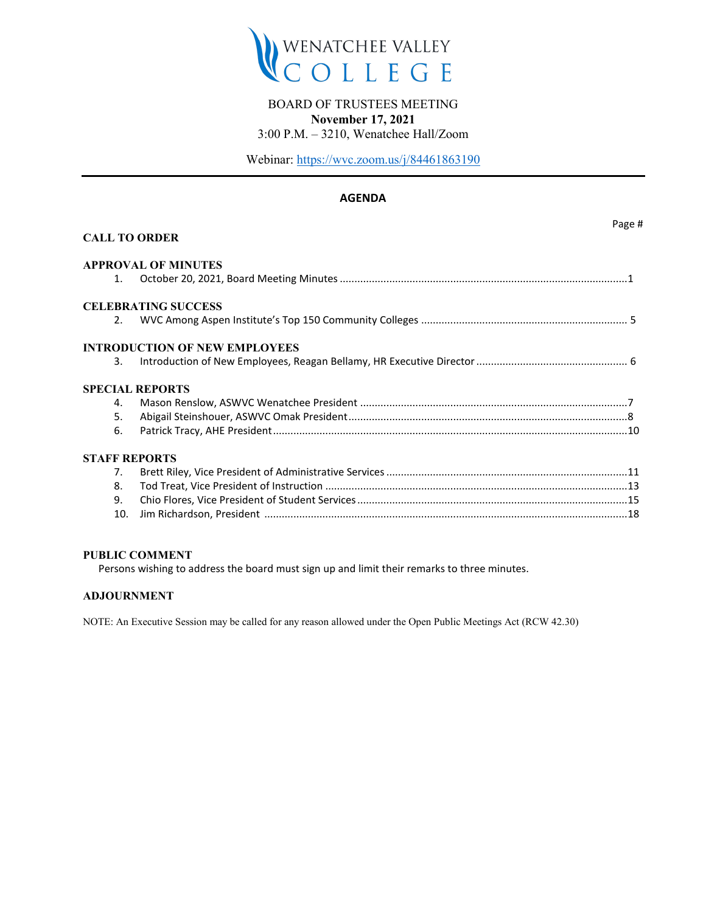WENATCHEE VALLEY COLLEGE

BOARD OF TRUSTEES MEETING
**November 17, 2021**
3:00 P.M. – 3210, Wenatchee Hall/Zoom

Webinar: https://wvc.zoom.us/j/84461863190

---

## AGENDA

Page #

**CALL TO ORDER**

**APPROVAL OF MINUTES**

1. October 20, 2021, Board Meeting Minutes .......... 1

**CELEBRATING SUCCESS**

2. WVC Among Aspen Institute's Top 150 Community Colleges .......... 5

**INTRODUCTION OF NEW EMPLOYEES**

3. Introduction of New Employees, Reagan Bellamy, HR Executive Director .......... 6

**SPECIAL REPORTS**

4. Mason Renslow, ASWVC Wenatchee President .......... 7
5. Abigail Steinshouer, ASWVC Omak President .......... 8
6. Patrick Tracy, AHE President .......... 10

**STAFF REPORTS**

7. Brett Riley, Vice President of Administrative Services .......... 11
8. Tod Treat, Vice President of Instruction .......... 13
9. Chio Flores, Vice President of Student Services .......... 15
10. Jim Richardson, President .......... 18

**PUBLIC COMMENT**

Persons wishing to address the board must sign up and limit their remarks to three minutes.

**ADJOURNMENT**

NOTE: An Executive Session may be called for any reason allowed under the Open Public Meetings Act (RCW 42.30)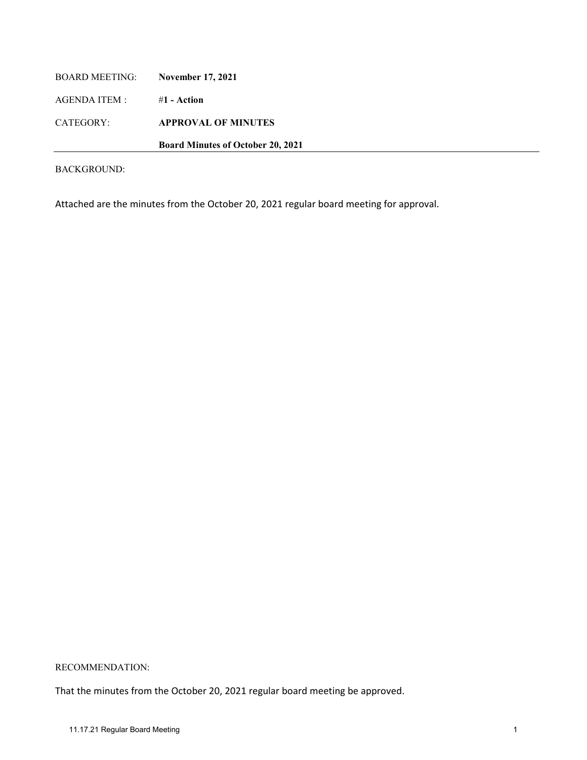BOARD MEETING: **November 17, 2021**

AGENDA ITEM : #**1 - Action**

CATEGORY: **APPROVAL OF MINUTES**

**Board Minutes of October 20, 2021**

---

BACKGROUND:

Attached are the minutes from the October 20, 2021 regular board meeting for approval.

RECOMMENDATION:

That the minutes from the October 20, 2021 regular board meeting be approved.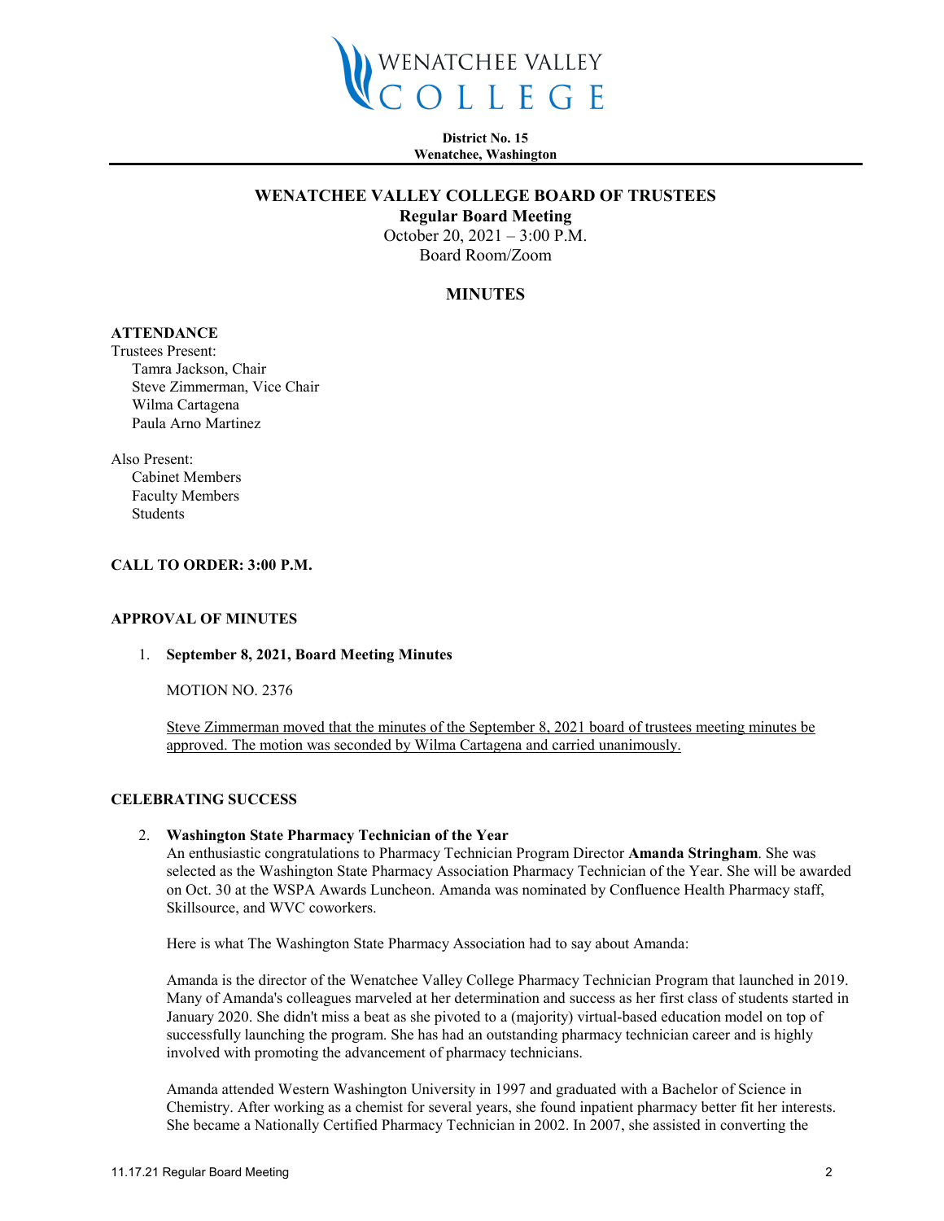WENATCHEE VALLEY COLLEGE

**District No. 15**
**Wenatchee, Washington**

## WENATCHEE VALLEY COLLEGE BOARD OF TRUSTEES

**Regular Board Meeting**
October 20, 2021 – 3:00 P.M.
Board Room/Zoom

## MINUTES

### ATTENDANCE

Trustees Present:
- Tamra Jackson, Chair
- Steve Zimmerman, Vice Chair
- Wilma Cartagena
- Paula Arno Martinez

Also Present:
- Cabinet Members
- Faculty Members
- Students

### CALL TO ORDER: 3:00 P.M.

### APPROVAL OF MINUTES

1. **September 8, 2021, Board Meeting Minutes**

   MOTION NO. 2376

   Steve Zimmerman moved that the minutes of the September 8, 2021 board of trustees meeting minutes be approved. The motion was seconded by Wilma Cartagena and carried unanimously.

### CELEBRATING SUCCESS

2. **Washington State Pharmacy Technician of the Year**
   An enthusiastic congratulations to Pharmacy Technician Program Director **Amanda Stringham**. She was selected as the Washington State Pharmacy Association Pharmacy Technician of the Year. She will be awarded on Oct. 30 at the WSPA Awards Luncheon. Amanda was nominated by Confluence Health Pharmacy staff, Skillsource, and WVC coworkers.

   Here is what The Washington State Pharmacy Association had to say about Amanda:

   Amanda is the director of the Wenatchee Valley College Pharmacy Technician Program that launched in 2019. Many of Amanda's colleagues marveled at her determination and success as her first class of students started in January 2020. She didn't miss a beat as she pivoted to a (majority) virtual-based education model on top of successfully launching the program. She has had an outstanding pharmacy technician career and is highly involved with promoting the advancement of pharmacy technicians.

   Amanda attended Western Washington University in 1997 and graduated with a Bachelor of Science in Chemistry. After working as a chemist for several years, she found inpatient pharmacy better fit her interests. She became a Nationally Certified Pharmacy Technician in 2002. In 2007, she assisted in converting the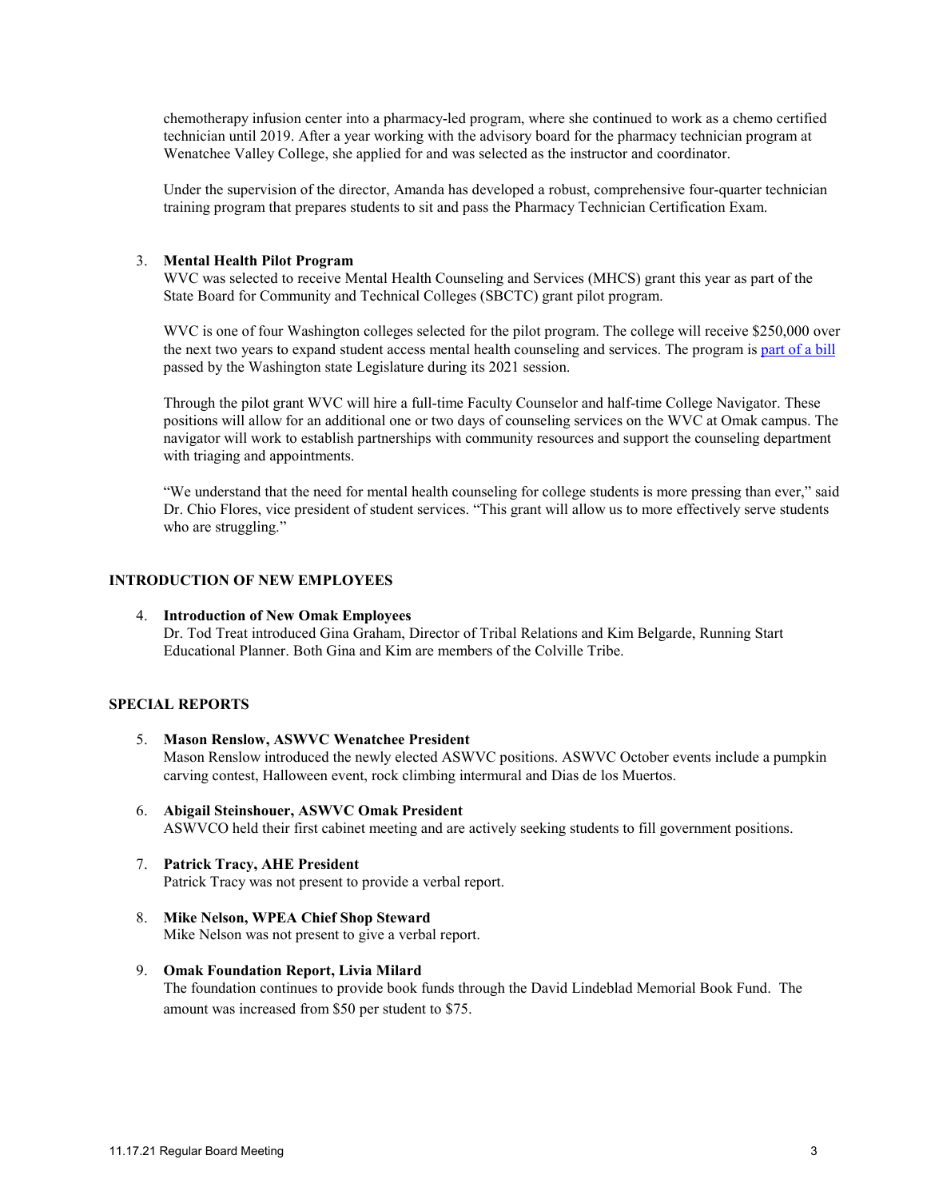chemotherapy infusion center into a pharmacy-led program, where she continued to work as a chemo certified technician until 2019. After a year working with the advisory board for the pharmacy technician program at Wenatchee Valley College, she applied for and was selected as the instructor and coordinator.

Under the supervision of the director, Amanda has developed a robust, comprehensive four-quarter technician training program that prepares students to sit and pass the Pharmacy Technician Certification Exam.

3. **Mental Health Pilot Program**

   WVC was selected to receive Mental Health Counseling and Services (MHCS) grant this year as part of the State Board for Community and Technical Colleges (SBCTC) grant pilot program.

   WVC is one of four Washington colleges selected for the pilot program. The college will receive $250,000 over the next two years to expand student access mental health counseling and services. The program is part of a bill passed by the Washington state Legislature during its 2021 session.

   Through the pilot grant WVC will hire a full-time Faculty Counselor and half-time College Navigator. These positions will allow for an additional one or two days of counseling services on the WVC at Omak campus. The navigator will work to establish partnerships with community resources and support the counseling department with triaging and appointments.

   "We understand that the need for mental health counseling for college students is more pressing than ever," said Dr. Chio Flores, vice president of student services. "This grant will allow us to more effectively serve students who are struggling."

## INTRODUCTION OF NEW EMPLOYEES

4. **Introduction of New Omak Employees**

   Dr. Tod Treat introduced Gina Graham, Director of Tribal Relations and Kim Belgarde, Running Start Educational Planner. Both Gina and Kim are members of the Colville Tribe.

## SPECIAL REPORTS

5. **Mason Renslow, ASWVC Wenatchee President**

   Mason Renslow introduced the newly elected ASWVC positions. ASWVC October events include a pumpkin carving contest, Halloween event, rock climbing intermural and Dias de los Muertos.

6. **Abigail Steinshouer, ASWVC Omak President**

   ASWVCO held their first cabinet meeting and are actively seeking students to fill government positions.

7. **Patrick Tracy, AHE President**

   Patrick Tracy was not present to provide a verbal report.

8. **Mike Nelson, WPEA Chief Shop Steward**

   Mike Nelson was not present to give a verbal report.

9. **Omak Foundation Report, Livia Milard**

   The foundation continues to provide book funds through the David Lindeblad Memorial Book Fund. The amount was increased from $50 per student to $75.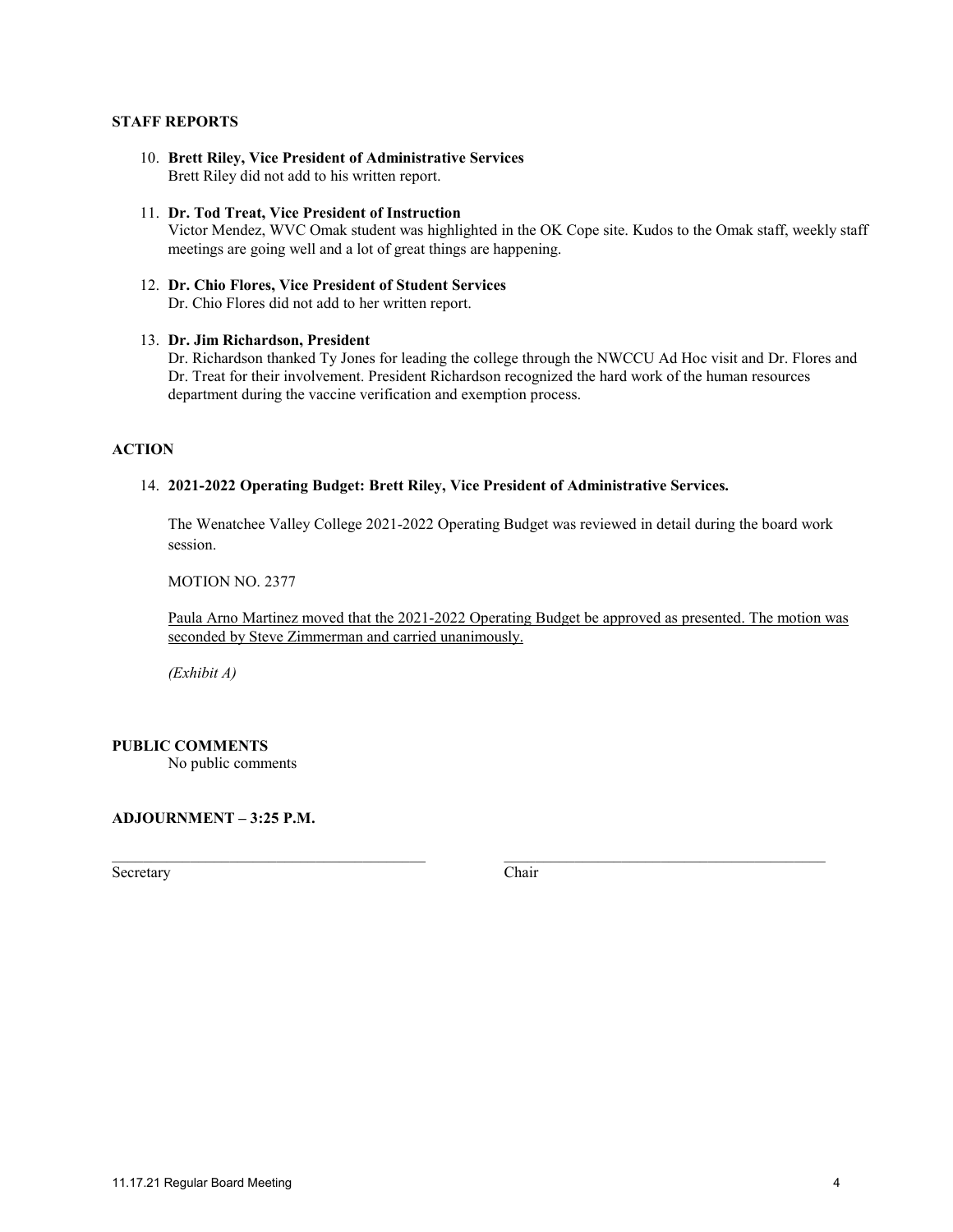**STAFF REPORTS**

10. **Brett Riley, Vice President of Administrative Services**
    Brett Riley did not add to his written report.

11. **Dr. Tod Treat, Vice President of Instruction**
    Victor Mendez, WVC Omak student was highlighted in the OK Cope site. Kudos to the Omak staff, weekly staff meetings are going well and a lot of great things are happening.

12. **Dr. Chio Flores, Vice President of Student Services**
    Dr. Chio Flores did not add to her written report.

13. **Dr. Jim Richardson, President**
    Dr. Richardson thanked Ty Jones for leading the college through the NWCCU Ad Hoc visit and Dr. Flores and Dr. Treat for their involvement. President Richardson recognized the hard work of the human resources department during the vaccine verification and exemption process.

**ACTION**

14. **2021-2022 Operating Budget: Brett Riley, Vice President of Administrative Services.**

    The Wenatchee Valley College 2021-2022 Operating Budget was reviewed in detail during the board work session.

    MOTION NO. 2377

    Paula Arno Martinez moved that the 2021-2022 Operating Budget be approved as presented. The motion was seconded by Steve Zimmerman and carried unanimously.

    *(Exhibit A)*

**PUBLIC COMMENTS**
No public comments

**ADJOURNMENT – 3:25 P.M.**

\_\_\_\_\_\_\_\_\_\_\_\_\_\_\_\_\_\_\_\_\_\_\_\_\_\_\_\_\_\_\_\_\_\_\_\_\_\_\_\_ &nbsp;&nbsp;&nbsp;&nbsp; \_\_\_\_\_\_\_\_\_\_\_\_\_\_\_\_\_\_\_\_\_\_\_\_\_\_\_\_\_\_\_\_\_\_\_\_\_\_\_\_
Secretary &nbsp;&nbsp;&nbsp;&nbsp; Chair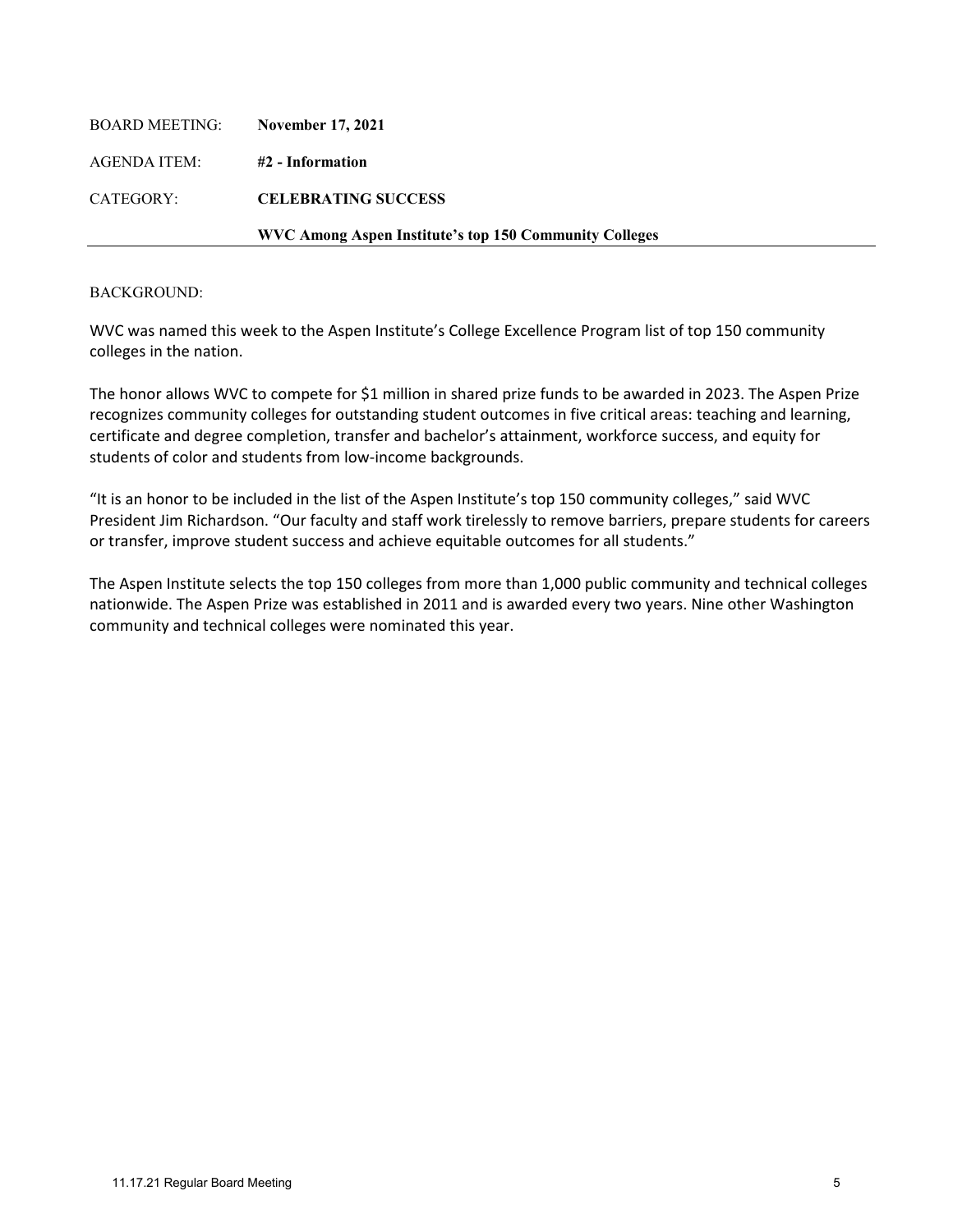| BOARD MEETING: | **November 17, 2021** |
| --- | --- |
| AGENDA ITEM: | **#2 - Information** |
| CATEGORY: | **CELEBRATING SUCCESS** |
| | **WVC Among Aspen Institute's top 150 Community Colleges** |

BACKGROUND:

WVC was named this week to the Aspen Institute's College Excellence Program list of top 150 community colleges in the nation.

The honor allows WVC to compete for $1 million in shared prize funds to be awarded in 2023. The Aspen Prize recognizes community colleges for outstanding student outcomes in five critical areas: teaching and learning, certificate and degree completion, transfer and bachelor's attainment, workforce success, and equity for students of color and students from low-income backgrounds.

"It is an honor to be included in the list of the Aspen Institute's top 150 community colleges," said WVC President Jim Richardson. "Our faculty and staff work tirelessly to remove barriers, prepare students for careers or transfer, improve student success and achieve equitable outcomes for all students."

The Aspen Institute selects the top 150 colleges from more than 1,000 public community and technical colleges nationwide. The Aspen Prize was established in 2011 and is awarded every two years. Nine other Washington community and technical colleges were nominated this year.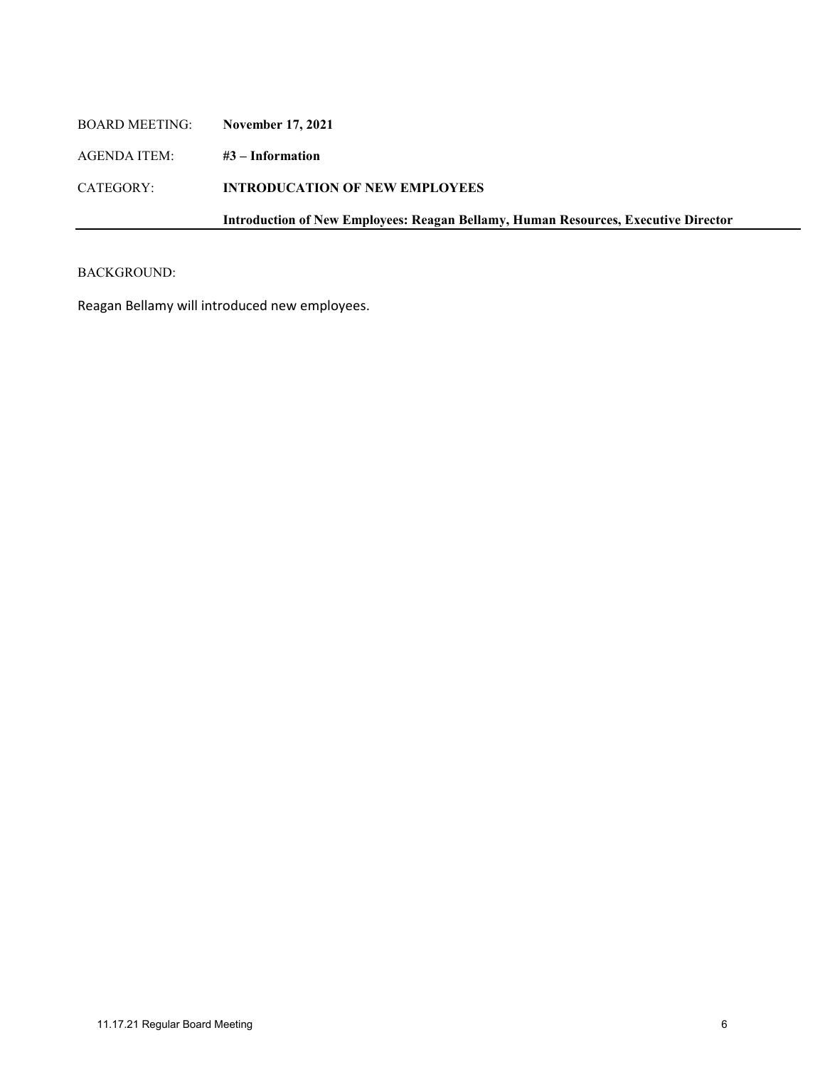BOARD MEETING: **November 17, 2021**

AGENDA ITEM: **#3 – Information**

CATEGORY: **INTRODUCATION OF NEW EMPLOYEES**

**Introduction of New Employees: Reagan Bellamy, Human Resources, Executive Director**

---

BACKGROUND:

Reagan Bellamy will introduced new employees.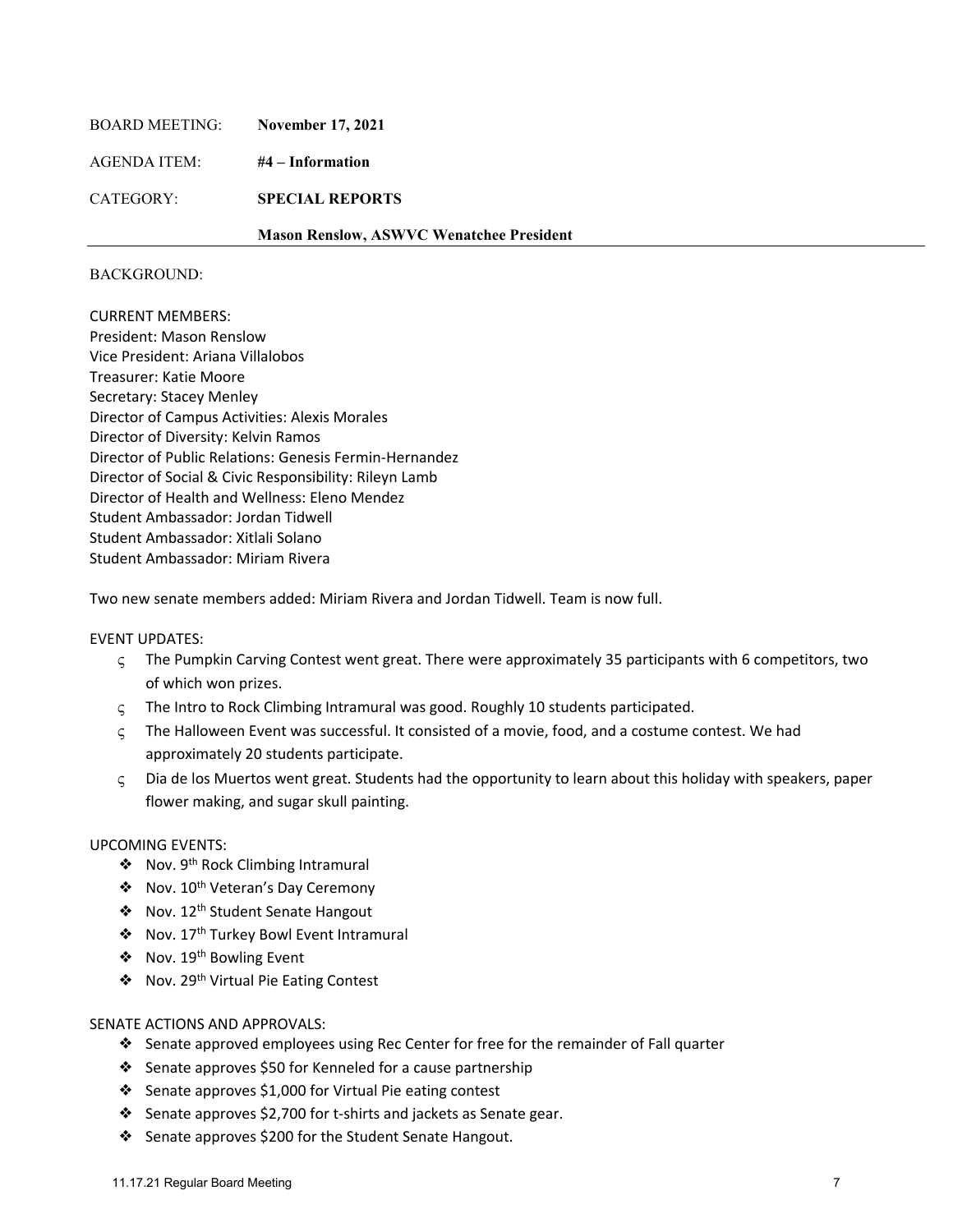BOARD MEETING: **November 17, 2021**

AGENDA ITEM: **#4 – Information**

CATEGORY: **SPECIAL REPORTS**

**Mason Renslow, ASWVC Wenatchee President**

---

BACKGROUND:

CURRENT MEMBERS:
President: Mason Renslow
Vice President: Ariana Villalobos
Treasurer: Katie Moore
Secretary: Stacey Menley
Director of Campus Activities: Alexis Morales
Director of Diversity: Kelvin Ramos
Director of Public Relations: Genesis Fermin-Hernandez
Director of Social & Civic Responsibility: Rileyn Lamb
Director of Health and Wellness: Eleno Mendez
Student Ambassador: Jordan Tidwell
Student Ambassador: Xitlali Solano
Student Ambassador: Miriam Rivera

Two new senate members added: Miriam Rivera and Jordan Tidwell. Team is now full.

EVENT UPDATES:

- The Pumpkin Carving Contest went great. There were approximately 35 participants with 6 competitors, two of which won prizes.
- The Intro to Rock Climbing Intramural was good. Roughly 10 students participated.
- The Halloween Event was successful. It consisted of a movie, food, and a costume contest. We had approximately 20 students participate.
- Dia de los Muertos went great. Students had the opportunity to learn about this holiday with speakers, paper flower making, and sugar skull painting.

UPCOMING EVENTS:

- Nov. 9th Rock Climbing Intramural
- Nov. 10th Veteran's Day Ceremony
- Nov. 12th Student Senate Hangout
- Nov. 17th Turkey Bowl Event Intramural
- Nov. 19th Bowling Event
- Nov. 29th Virtual Pie Eating Contest

SENATE ACTIONS AND APPROVALS:

- Senate approved employees using Rec Center for free for the remainder of Fall quarter
- Senate approves $50 for Kenneled for a cause partnership
- Senate approves $1,000 for Virtual Pie eating contest
- Senate approves $2,700 for t-shirts and jackets as Senate gear.
- Senate approves $200 for the Student Senate Hangout.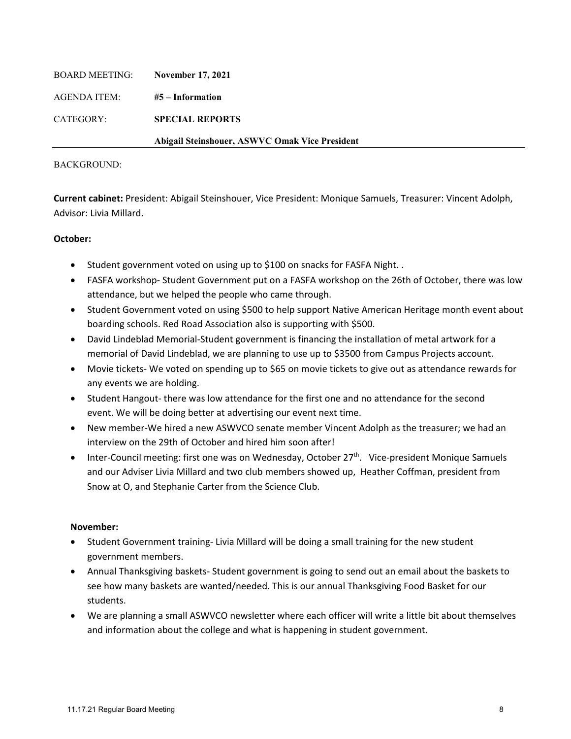| | |
|---|---|
| BOARD MEETING: | **November 17, 2021** |
| AGENDA ITEM: | **#5 – Information** |
| CATEGORY: | **SPECIAL REPORTS** |
| | **Abigail Steinshouer, ASWVC Omak Vice President** |

BACKGROUND:

**Current cabinet:** President: Abigail Steinshouer, Vice President: Monique Samuels, Treasurer: Vincent Adolph, Advisor: Livia Millard.

**October:**

- Student government voted on using up to $100 on snacks for FASFA Night. .
- FASFA workshop- Student Government put on a FASFA workshop on the 26th of October, there was low attendance, but we helped the people who came through.
- Student Government voted on using $500 to help support Native American Heritage month event about boarding schools. Red Road Association also is supporting with $500.
- David Lindeblad Memorial-Student government is financing the installation of metal artwork for a memorial of David Lindeblad, we are planning to use up to $3500 from Campus Projects account.
- Movie tickets- We voted on spending up to $65 on movie tickets to give out as attendance rewards for any events we are holding.
- Student Hangout- there was low attendance for the first one and no attendance for the second event. We will be doing better at advertising our event next time.
- New member-We hired a new ASWVCO senate member Vincent Adolph as the treasurer; we had an interview on the 29th of October and hired him soon after!
- Inter-Council meeting: first one was on Wednesday, October 27th. Vice-president Monique Samuels and our Adviser Livia Millard and two club members showed up, Heather Coffman, president from Snow at O, and Stephanie Carter from the Science Club.

**November:**

- Student Government training- Livia Millard will be doing a small training for the new student government members.
- Annual Thanksgiving baskets- Student government is going to send out an email about the baskets to see how many baskets are wanted/needed. This is our annual Thanksgiving Food Basket for our students.
- We are planning a small ASWVCO newsletter where each officer will write a little bit about themselves and information about the college and what is happening in student government.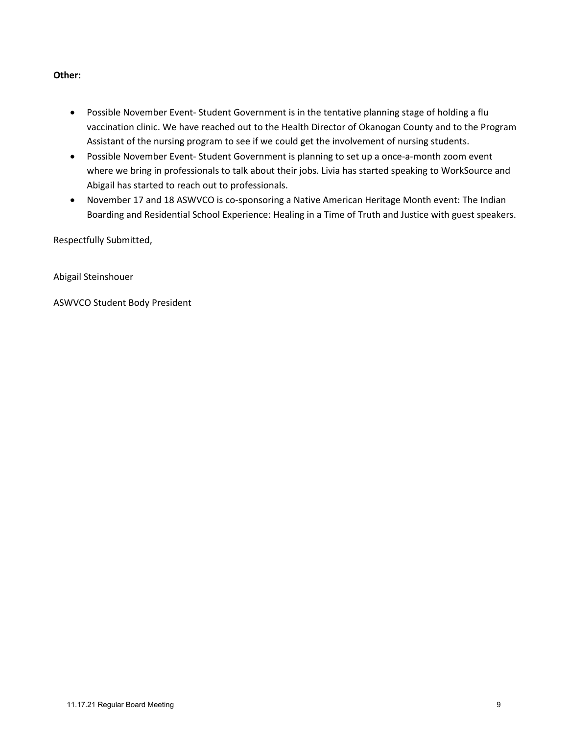**Other:**

- Possible November Event- Student Government is in the tentative planning stage of holding a flu vaccination clinic. We have reached out to the Health Director of Okanogan County and to the Program Assistant of the nursing program to see if we could get the involvement of nursing students.
- Possible November Event- Student Government is planning to set up a once-a-month zoom event where we bring in professionals to talk about their jobs. Livia has started speaking to WorkSource and Abigail has started to reach out to professionals.
- November 17 and 18 ASWVCO is co-sponsoring a Native American Heritage Month event: The Indian Boarding and Residential School Experience: Healing in a Time of Truth and Justice with guest speakers.

Respectfully Submitted,

Abigail Steinshouer

ASWVCO Student Body President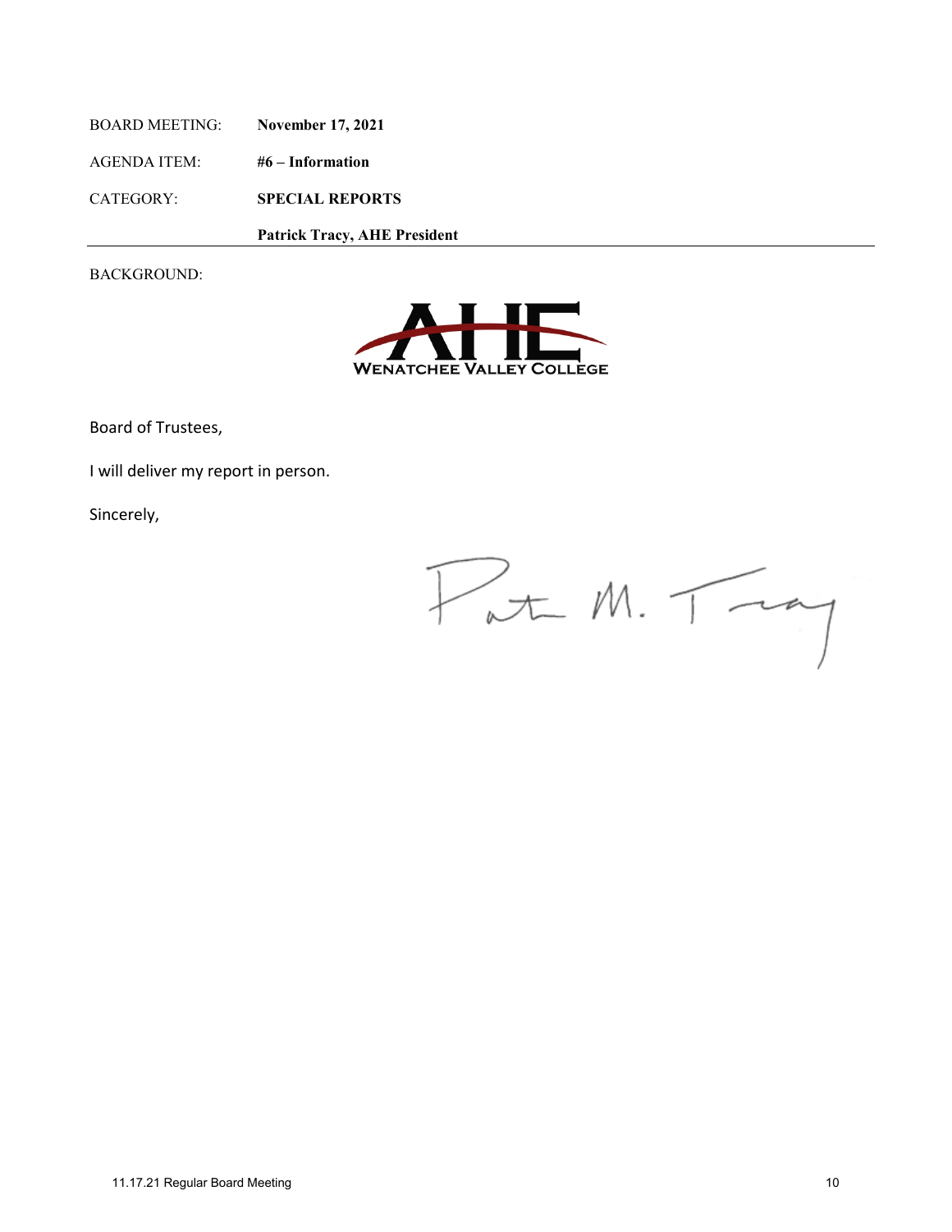BOARD MEETING: **November 17, 2021**

AGENDA ITEM: **#6 – Information**

CATEGORY: **SPECIAL REPORTS**

**Patrick Tracy, AHE President**

BACKGROUND:

AHE WENATCHEE VALLEY COLLEGE

Board of Trustees,

I will deliver my report in person.

Sincerely,

Pat M. Tracy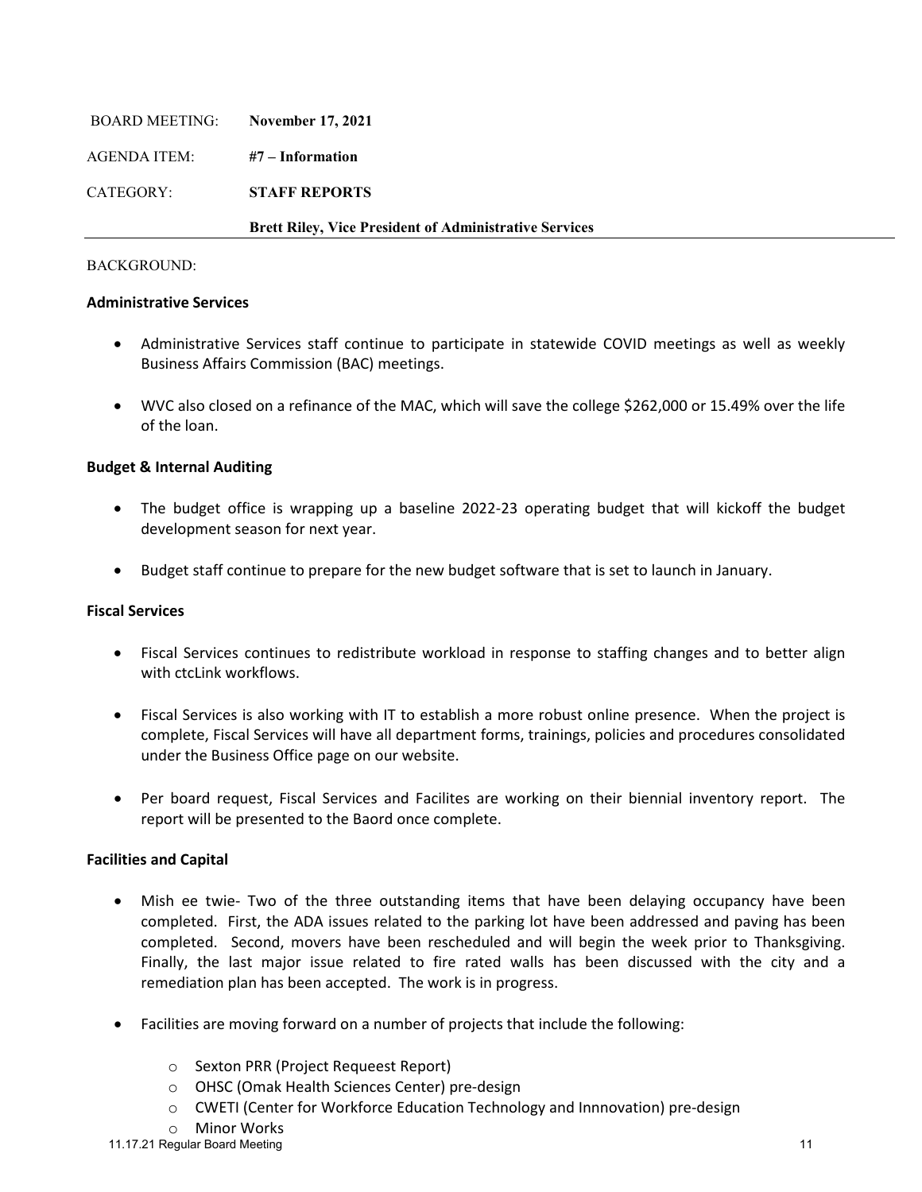BOARD MEETING: **November 17, 2021**

AGENDA ITEM: **#7 – Information**

CATEGORY: **STAFF REPORTS**

**Brett Riley, Vice President of Administrative Services**

---

BACKGROUND:

**Administrative Services**

- Administrative Services staff continue to participate in statewide COVID meetings as well as weekly Business Affairs Commission (BAC) meetings.
- WVC also closed on a refinance of the MAC, which will save the college $262,000 or 15.49% over the life of the loan.

**Budget & Internal Auditing**

- The budget office is wrapping up a baseline 2022-23 operating budget that will kickoff the budget development season for next year.
- Budget staff continue to prepare for the new budget software that is set to launch in January.

**Fiscal Services**

- Fiscal Services continues to redistribute workload in response to staffing changes and to better align with ctcLink workflows.
- Fiscal Services is also working with IT to establish a more robust online presence. When the project is complete, Fiscal Services will have all department forms, trainings, policies and procedures consolidated under the Business Office page on our website.
- Per board request, Fiscal Services and Facilites are working on their biennial inventory report. The report will be presented to the Baord once complete.

**Facilities and Capital**

- Mish ee twie- Two of the three outstanding items that have been delaying occupancy have been completed. First, the ADA issues related to the parking lot have been addressed and paving has been completed. Second, movers have been rescheduled and will begin the week prior to Thanksgiving. Finally, the last major issue related to fire rated walls has been discussed with the city and a remediation plan has been accepted. The work is in progress.
- Facilities are moving forward on a number of projects that include the following:
  - Sexton PRR (Project Requeest Report)
  - OHSC (Omak Health Sciences Center) pre-design
  - CWETI (Center for Workforce Education Technology and Innnovation) pre-design
  - Minor Works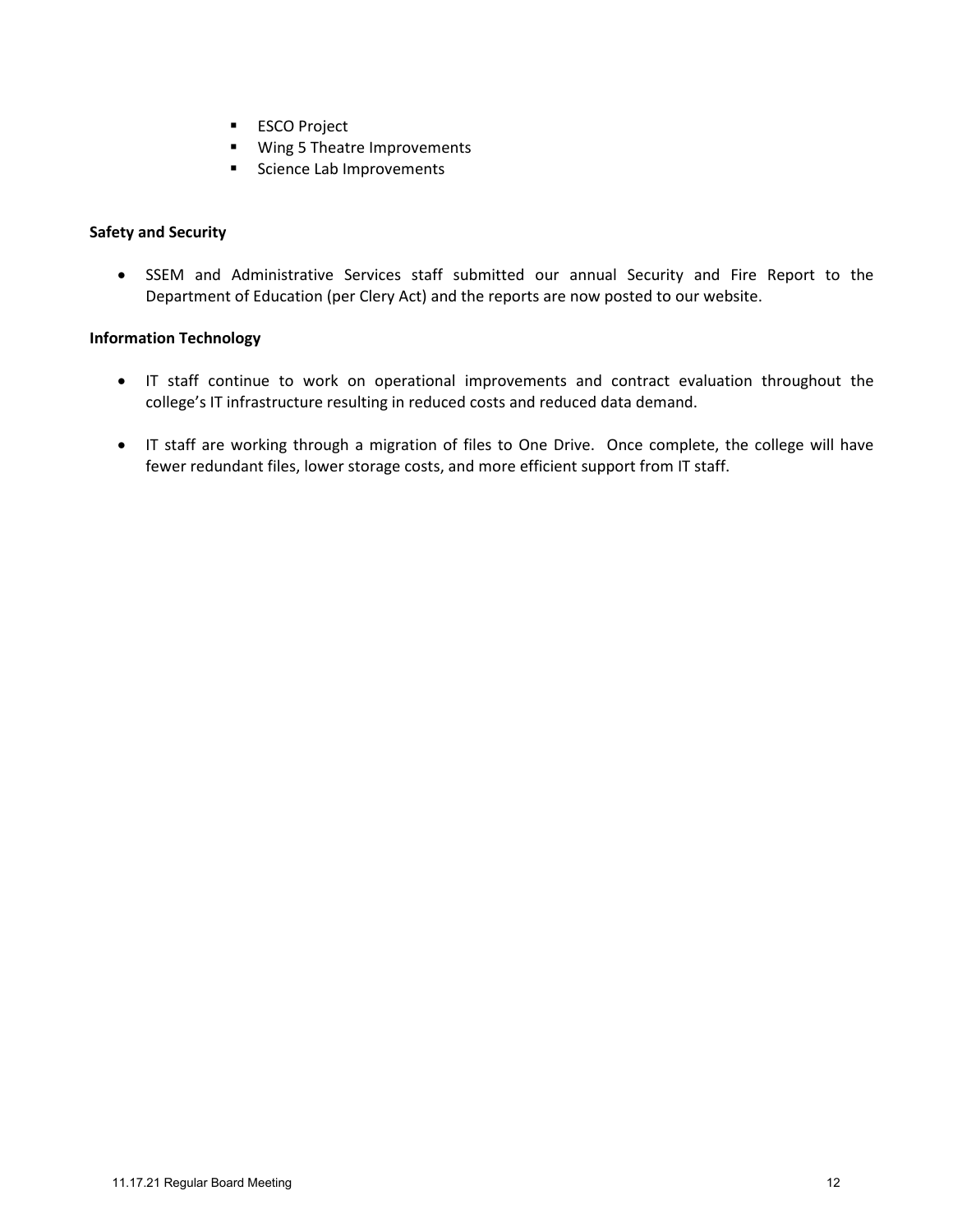- ESCO Project
- Wing 5 Theatre Improvements
- Science Lab Improvements

**Safety and Security**

- SSEM and Administrative Services staff submitted our annual Security and Fire Report to the Department of Education (per Clery Act) and the reports are now posted to our website.

**Information Technology**

- IT staff continue to work on operational improvements and contract evaluation throughout the college's IT infrastructure resulting in reduced costs and reduced data demand.

- IT staff are working through a migration of files to One Drive. Once complete, the college will have fewer redundant files, lower storage costs, and more efficient support from IT staff.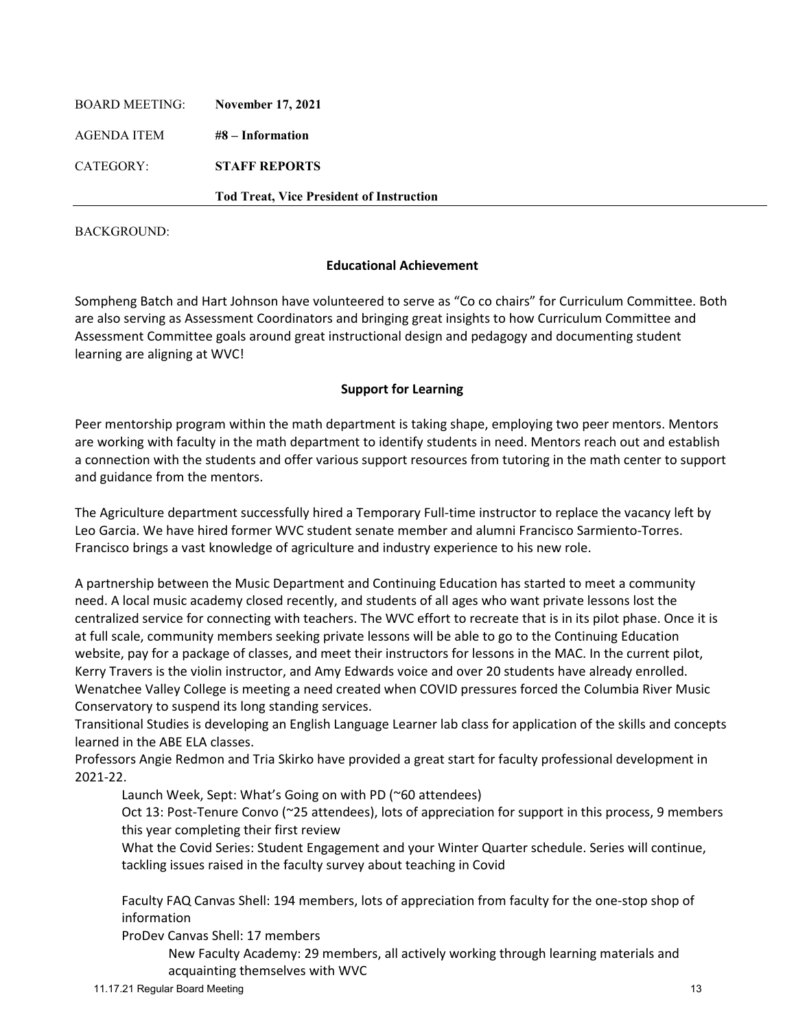| BOARD MEETING: | **November 17, 2021** |
|---|---|
| AGENDA ITEM | **#8 – Information** |
| CATEGORY: | **STAFF REPORTS** |
| | **Tod Treat, Vice President of Instruction** |

BACKGROUND:

### Educational Achievement

Sompheng Batch and Hart Johnson have volunteered to serve as "Co co chairs" for Curriculum Committee. Both are also serving as Assessment Coordinators and bringing great insights to how Curriculum Committee and Assessment Committee goals around great instructional design and pedagogy and documenting student learning are aligning at WVC!

### Support for Learning

Peer mentorship program within the math department is taking shape, employing two peer mentors. Mentors are working with faculty in the math department to identify students in need. Mentors reach out and establish a connection with the students and offer various support resources from tutoring in the math center to support and guidance from the mentors.

The Agriculture department successfully hired a Temporary Full-time instructor to replace the vacancy left by Leo Garcia. We have hired former WVC student senate member and alumni Francisco Sarmiento-Torres. Francisco brings a vast knowledge of agriculture and industry experience to his new role.

A partnership between the Music Department and Continuing Education has started to meet a community need. A local music academy closed recently, and students of all ages who want private lessons lost the centralized service for connecting with teachers. The WVC effort to recreate that is in its pilot phase. Once it is at full scale, community members seeking private lessons will be able to go to the Continuing Education website, pay for a package of classes, and meet their instructors for lessons in the MAC. In the current pilot, Kerry Travers is the violin instructor, and Amy Edwards voice and over 20 students have already enrolled. Wenatchee Valley College is meeting a need created when COVID pressures forced the Columbia River Music Conservatory to suspend its long standing services.

Transitional Studies is developing an English Language Learner lab class for application of the skills and concepts learned in the ABE ELA classes.

Professors Angie Redmon and Tria Skirko have provided a great start for faculty professional development in 2021-22.

- Launch Week, Sept: What's Going on with PD (~60 attendees)
- Oct 13: Post-Tenure Convo (~25 attendees), lots of appreciation for support in this process, 9 members this year completing their first review
- What the Covid Series: Student Engagement and your Winter Quarter schedule. Series will continue, tackling issues raised in the faculty survey about teaching in Covid

- Faculty FAQ Canvas Shell: 194 members, lots of appreciation from faculty for the one-stop shop of information
- ProDev Canvas Shell: 17 members
  - New Faculty Academy: 29 members, all actively working through learning materials and acquainting themselves with WVC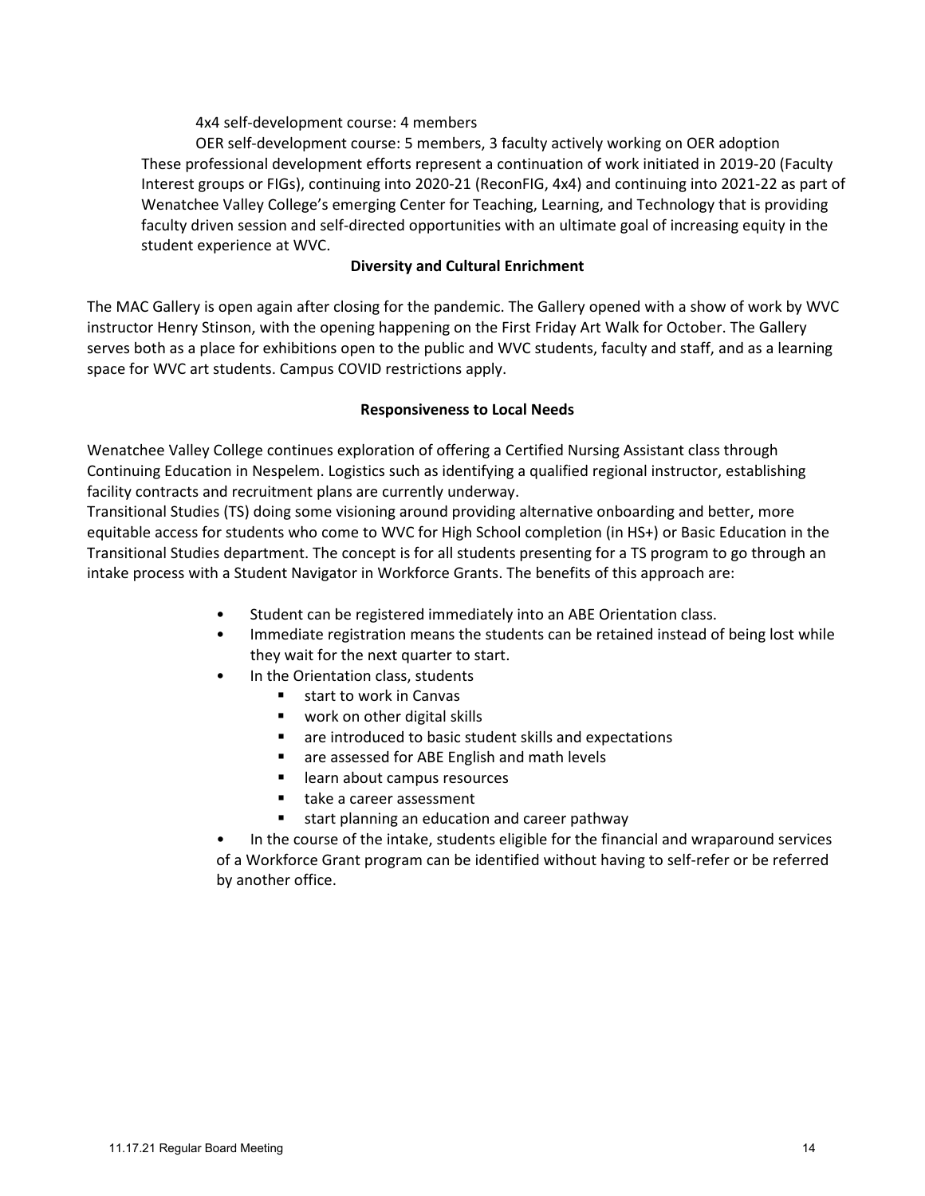4x4 self-development course: 4 members

OER self-development course: 5 members, 3 faculty actively working on OER adoption

These professional development efforts represent a continuation of work initiated in 2019-20 (Faculty Interest groups or FIGs), continuing into 2020-21 (ReconFIG, 4x4) and continuing into 2021-22 as part of Wenatchee Valley College's emerging Center for Teaching, Learning, and Technology that is providing faculty driven session and self-directed opportunities with an ultimate goal of increasing equity in the student experience at WVC.

**Diversity and Cultural Enrichment**

The MAC Gallery is open again after closing for the pandemic. The Gallery opened with a show of work by WVC instructor Henry Stinson, with the opening happening on the First Friday Art Walk for October. The Gallery serves both as a place for exhibitions open to the public and WVC students, faculty and staff, and as a learning space for WVC art students. Campus COVID restrictions apply.

**Responsiveness to Local Needs**

Wenatchee Valley College continues exploration of offering a Certified Nursing Assistant class through Continuing Education in Nespelem. Logistics such as identifying a qualified regional instructor, establishing facility contracts and recruitment plans are currently underway.

Transitional Studies (TS) doing some visioning around providing alternative onboarding and better, more equitable access for students who come to WVC for High School completion (in HS+) or Basic Education in the Transitional Studies department. The concept is for all students presenting for a TS program to go through an intake process with a Student Navigator in Workforce Grants. The benefits of this approach are:

- Student can be registered immediately into an ABE Orientation class.
- Immediate registration means the students can be retained instead of being lost while they wait for the next quarter to start.
- In the Orientation class, students
  - start to work in Canvas
  - work on other digital skills
  - are introduced to basic student skills and expectations
  - are assessed for ABE English and math levels
  - learn about campus resources
  - take a career assessment
  - start planning an education and career pathway
- In the course of the intake, students eligible for the financial and wraparound services of a Workforce Grant program can be identified without having to self-refer or be referred by another office.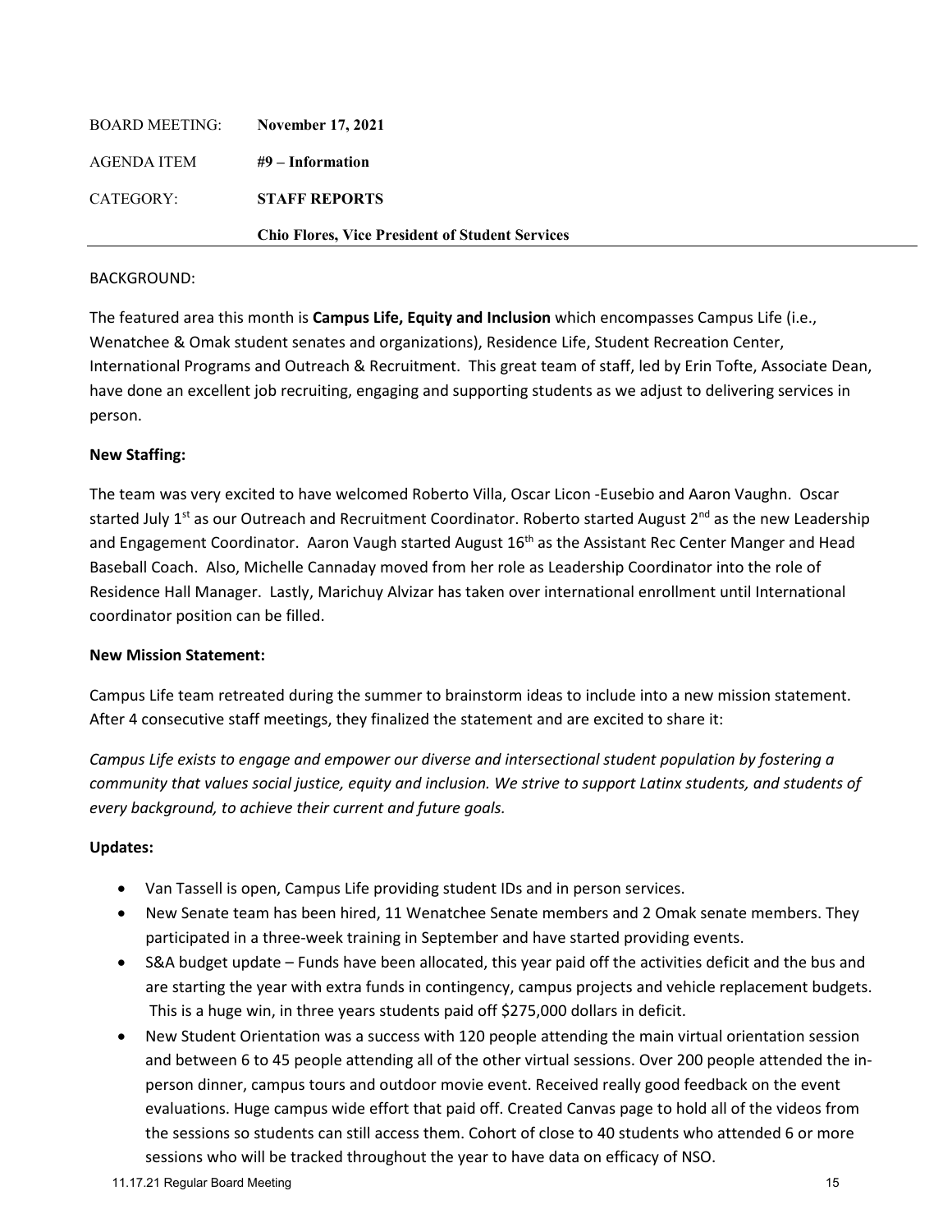| BOARD MEETING: | **November 17, 2021** |
|---|---|
| AGENDA ITEM | **#9 – Information** |
| CATEGORY: | **STAFF REPORTS** |
| | **Chio Flores, Vice President of Student Services** |

BACKGROUND:

The featured area this month is **Campus Life, Equity and Inclusion** which encompasses Campus Life (i.e., Wenatchee & Omak student senates and organizations), Residence Life, Student Recreation Center, International Programs and Outreach & Recruitment. This great team of staff, led by Erin Tofte, Associate Dean, have done an excellent job recruiting, engaging and supporting students as we adjust to delivering services in person.

**New Staffing:**

The team was very excited to have welcomed Roberto Villa, Oscar Licon -Eusebio and Aaron Vaughn. Oscar started July 1st as our Outreach and Recruitment Coordinator. Roberto started August 2nd as the new Leadership and Engagement Coordinator. Aaron Vaugh started August 16th as the Assistant Rec Center Manger and Head Baseball Coach. Also, Michelle Cannaday moved from her role as Leadership Coordinator into the role of Residence Hall Manager. Lastly, Marichuy Alvizar has taken over international enrollment until International coordinator position can be filled.

**New Mission Statement:**

Campus Life team retreated during the summer to brainstorm ideas to include into a new mission statement. After 4 consecutive staff meetings, they finalized the statement and are excited to share it:

*Campus Life exists to engage and empower our diverse and intersectional student population by fostering a community that values social justice, equity and inclusion. We strive to support Latinx students, and students of every background, to achieve their current and future goals.*

**Updates:**

- Van Tassell is open, Campus Life providing student IDs and in person services.
- New Senate team has been hired, 11 Wenatchee Senate members and 2 Omak senate members. They participated in a three-week training in September and have started providing events.
- S&A budget update – Funds have been allocated, this year paid off the activities deficit and the bus and are starting the year with extra funds in contingency, campus projects and vehicle replacement budgets. This is a huge win, in three years students paid off $275,000 dollars in deficit.
- New Student Orientation was a success with 120 people attending the main virtual orientation session and between 6 to 45 people attending all of the other virtual sessions. Over 200 people attended the in-person dinner, campus tours and outdoor movie event. Received really good feedback on the event evaluations. Huge campus wide effort that paid off. Created Canvas page to hold all of the videos from the sessions so students can still access them. Cohort of close to 40 students who attended 6 or more sessions who will be tracked throughout the year to have data on efficacy of NSO.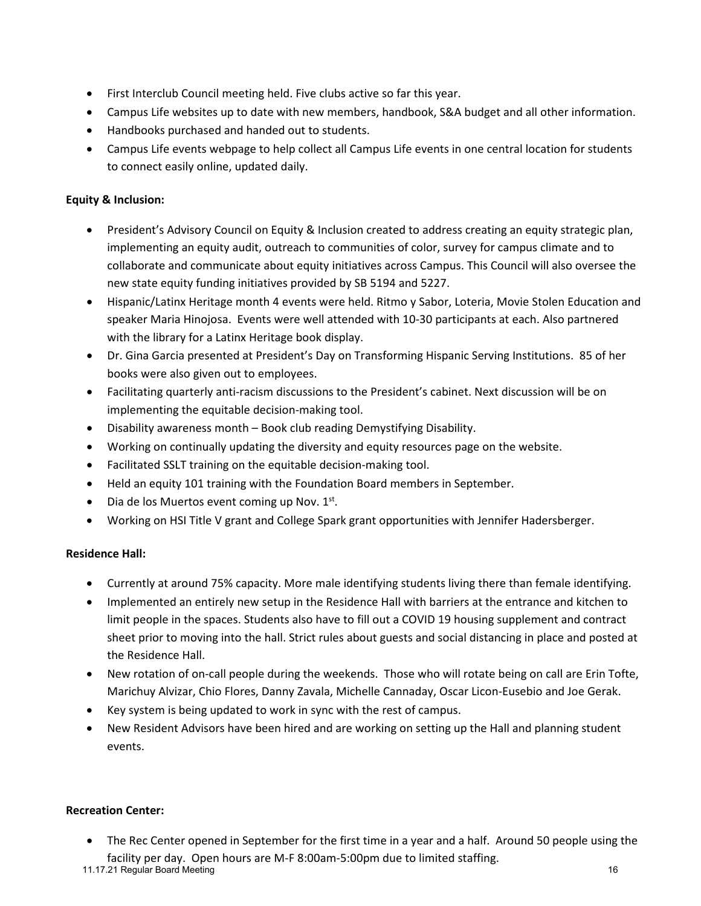- First Interclub Council meeting held. Five clubs active so far this year.
- Campus Life websites up to date with new members, handbook, S&A budget and all other information.
- Handbooks purchased and handed out to students.
- Campus Life events webpage to help collect all Campus Life events in one central location for students to connect easily online, updated daily.

**Equity & Inclusion:**

- President's Advisory Council on Equity & Inclusion created to address creating an equity strategic plan, implementing an equity audit, outreach to communities of color, survey for campus climate and to collaborate and communicate about equity initiatives across Campus. This Council will also oversee the new state equity funding initiatives provided by SB 5194 and 5227.
- Hispanic/Latinx Heritage month 4 events were held. Ritmo y Sabor, Loteria, Movie Stolen Education and speaker Maria Hinojosa. Events were well attended with 10-30 participants at each. Also partnered with the library for a Latinx Heritage book display.
- Dr. Gina Garcia presented at President's Day on Transforming Hispanic Serving Institutions. 85 of her books were also given out to employees.
- Facilitating quarterly anti-racism discussions to the President's cabinet. Next discussion will be on implementing the equitable decision-making tool.
- Disability awareness month – Book club reading Demystifying Disability.
- Working on continually updating the diversity and equity resources page on the website.
- Facilitated SSLT training on the equitable decision-making tool.
- Held an equity 101 training with the Foundation Board members in September.
- Dia de los Muertos event coming up Nov. 1st.
- Working on HSI Title V grant and College Spark grant opportunities with Jennifer Hadersberger.

**Residence Hall:**

- Currently at around 75% capacity. More male identifying students living there than female identifying.
- Implemented an entirely new setup in the Residence Hall with barriers at the entrance and kitchen to limit people in the spaces. Students also have to fill out a COVID 19 housing supplement and contract sheet prior to moving into the hall. Strict rules about guests and social distancing in place and posted at the Residence Hall.
- New rotation of on-call people during the weekends. Those who will rotate being on call are Erin Tofte, Marichuy Alvizar, Chio Flores, Danny Zavala, Michelle Cannaday, Oscar Licon-Eusebio and Joe Gerak.
- Key system is being updated to work in sync with the rest of campus.
- New Resident Advisors have been hired and are working on setting up the Hall and planning student events.

**Recreation Center:**

- The Rec Center opened in September for the first time in a year and a half. Around 50 people using the facility per day. Open hours are M-F 8:00am-5:00pm due to limited staffing.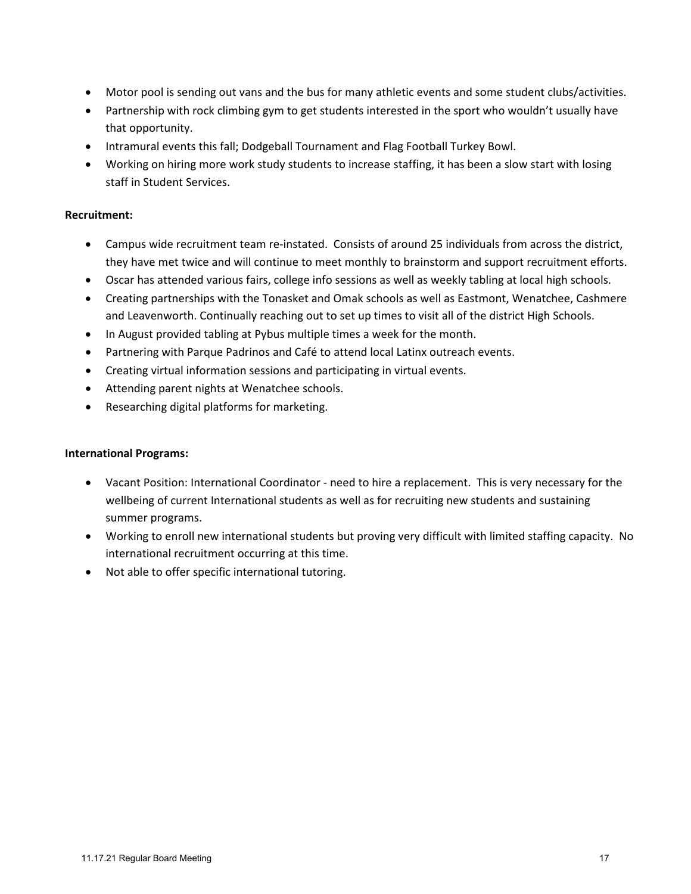- Motor pool is sending out vans and the bus for many athletic events and some student clubs/activities.
- Partnership with rock climbing gym to get students interested in the sport who wouldn't usually have that opportunity.
- Intramural events this fall; Dodgeball Tournament and Flag Football Turkey Bowl.
- Working on hiring more work study students to increase staffing, it has been a slow start with losing staff in Student Services.

**Recruitment:**

- Campus wide recruitment team re-instated. Consists of around 25 individuals from across the district, they have met twice and will continue to meet monthly to brainstorm and support recruitment efforts.
- Oscar has attended various fairs, college info sessions as well as weekly tabling at local high schools.
- Creating partnerships with the Tonasket and Omak schools as well as Eastmont, Wenatchee, Cashmere and Leavenworth. Continually reaching out to set up times to visit all of the district High Schools.
- In August provided tabling at Pybus multiple times a week for the month.
- Partnering with Parque Padrinos and Café to attend local Latinx outreach events.
- Creating virtual information sessions and participating in virtual events.
- Attending parent nights at Wenatchee schools.
- Researching digital platforms for marketing.

**International Programs:**

- Vacant Position: International Coordinator - need to hire a replacement. This is very necessary for the wellbeing of current International students as well as for recruiting new students and sustaining summer programs.
- Working to enroll new international students but proving very difficult with limited staffing capacity. No international recruitment occurring at this time.
- Not able to offer specific international tutoring.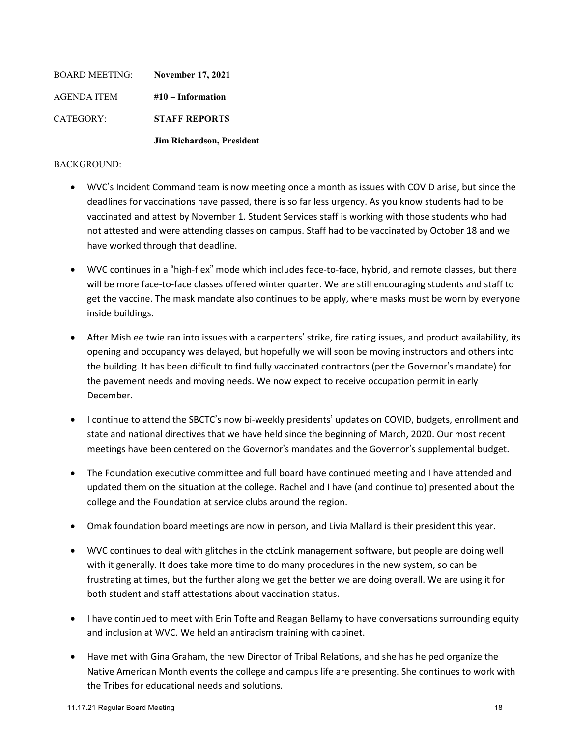BOARD MEETING: **November 17, 2021**

AGENDA ITEM **#10 – Information**

CATEGORY: **STAFF REPORTS**

**Jim Richardson, President**

---

BACKGROUND:

- WVC's Incident Command team is now meeting once a month as issues with COVID arise, but since the deadlines for vaccinations have passed, there is so far less urgency. As you know students had to be vaccinated and attest by November 1. Student Services staff is working with those students who had not attested and were attending classes on campus. Staff had to be vaccinated by October 18 and we have worked through that deadline.

- WVC continues in a "high-flex" mode which includes face-to-face, hybrid, and remote classes, but there will be more face-to-face classes offered winter quarter. We are still encouraging students and staff to get the vaccine. The mask mandate also continues to be apply, where masks must be worn by everyone inside buildings.

- After Mish ee twie ran into issues with a carpenters' strike, fire rating issues, and product availability, its opening and occupancy was delayed, but hopefully we will soon be moving instructors and others into the building. It has been difficult to find fully vaccinated contractors (per the Governor's mandate) for the pavement needs and moving needs. We now expect to receive occupation permit in early December.

- I continue to attend the SBCTC's now bi-weekly presidents' updates on COVID, budgets, enrollment and state and national directives that we have held since the beginning of March, 2020. Our most recent meetings have been centered on the Governor's mandates and the Governor's supplemental budget.

- The Foundation executive committee and full board have continued meeting and I have attended and updated them on the situation at the college. Rachel and I have (and continue to) presented about the college and the Foundation at service clubs around the region.

- Omak foundation board meetings are now in person, and Livia Mallard is their president this year.

- WVC continues to deal with glitches in the ctcLink management software, but people are doing well with it generally. It does take more time to do many procedures in the new system, so can be frustrating at times, but the further along we get the better we are doing overall. We are using it for both student and staff attestations about vaccination status.

- I have continued to meet with Erin Tofte and Reagan Bellamy to have conversations surrounding equity and inclusion at WVC. We held an antiracism training with cabinet.

- Have met with Gina Graham, the new Director of Tribal Relations, and she has helped organize the Native American Month events the college and campus life are presenting. She continues to work with the Tribes for educational needs and solutions.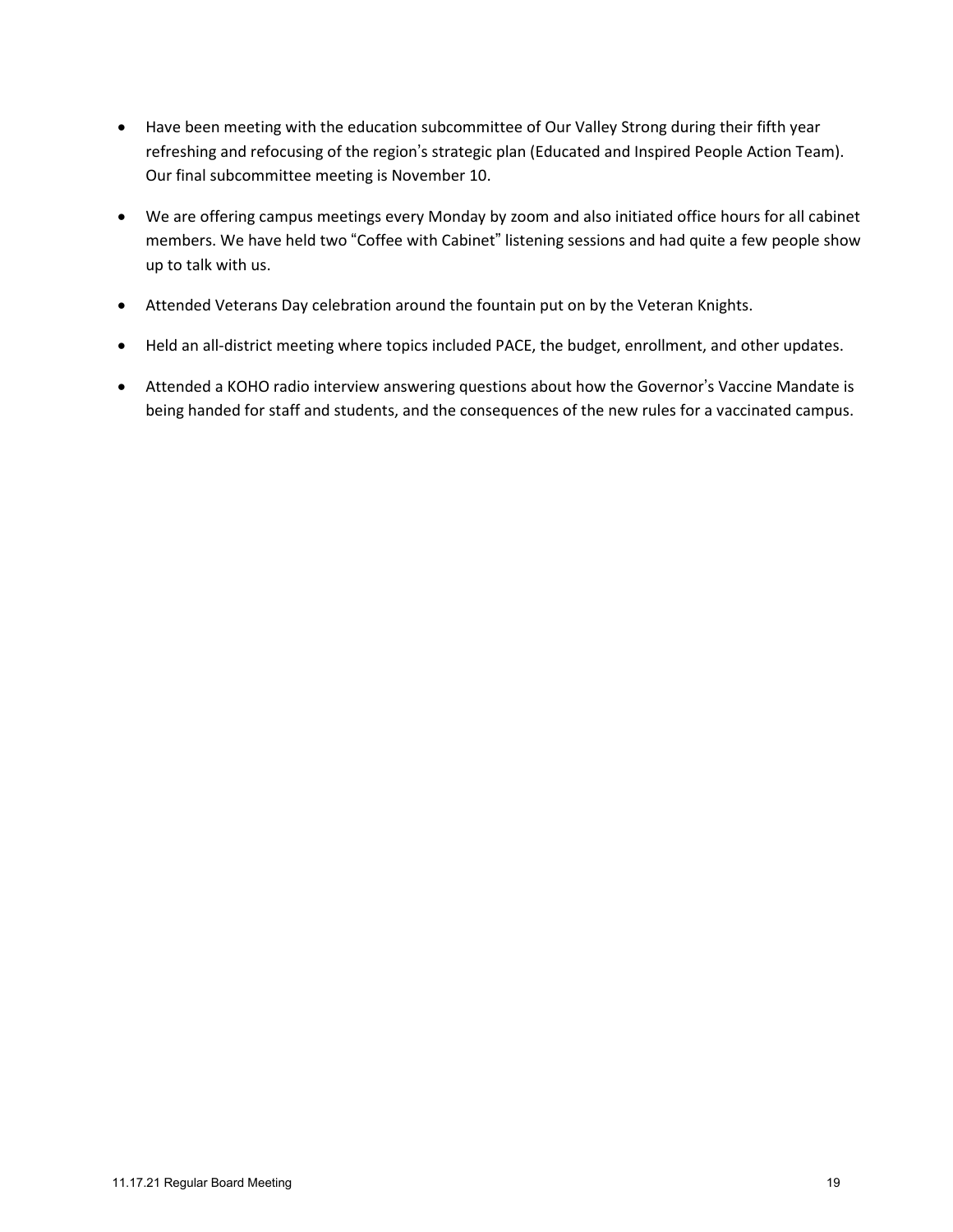- Have been meeting with the education subcommittee of Our Valley Strong during their fifth year refreshing and refocusing of the region's strategic plan (Educated and Inspired People Action Team). Our final subcommittee meeting is November 10.

- We are offering campus meetings every Monday by zoom and also initiated office hours for all cabinet members. We have held two "Coffee with Cabinet" listening sessions and had quite a few people show up to talk with us.

- Attended Veterans Day celebration around the fountain put on by the Veteran Knights.

- Held an all-district meeting where topics included PACE, the budget, enrollment, and other updates.

- Attended a KOHO radio interview answering questions about how the Governor's Vaccine Mandate is being handed for staff and students, and the consequences of the new rules for a vaccinated campus.